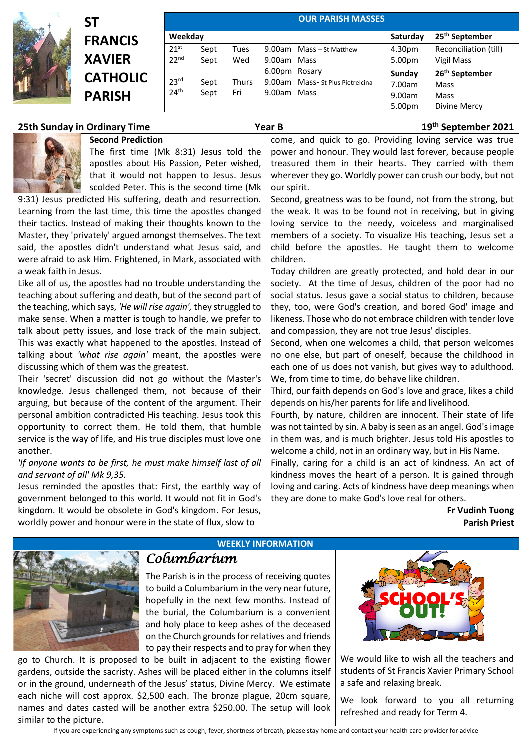# ST FRANCIS XAVIER CATHOLIC PARISH

## OUR PARISH MASSES

| Weekday | | | | | Saturday | 25th September |
|---|---|---|---|---|---|---|
| 21st | Sept | Tues | 9.00am | Mass – St Matthew | 4.30pm | Reconciliation (till) |
| 22nd | Sept | Wed | 9.00am | Mass | 5.00pm | Vigil Mass |
| | | | 6.00pm | Rosary | **Sunday** | **26th September** |
| 23rd | Sept | Thurs | 9.00am | Mass- St Pius Pietrelcina | 7.00am | Mass |
| 24th | Sept | Fri | 9.00am | Mass | 9.00am | Mass |
| | | | | | 5.00pm | Divine Mercy |

**25th Sunday in Ordinary Time** — **Year B** — **19th September 2021**

### Second Prediction

The first time (Mk 8:31) Jesus told the apostles about His Passion, Peter wished, that it would not happen to Jesus. Jesus scolded Peter. This is the second time (Mk 9:31) Jesus predicted His suffering, death and resurrection. Learning from the last time, this time the apostles changed their tactics. Instead of making their thoughts known to the Master, they 'privately' argued amongst themselves. The text said, the apostles didn't understand what Jesus said, and were afraid to ask Him. Frightened, in Mark, associated with a weak faith in Jesus.

Like all of us, the apostles had no trouble understanding the teaching about suffering and death, but of the second part of the teaching, which says, *'He will rise again',* they struggled to make sense. When a matter is tough to handle, we prefer to talk about petty issues, and lose track of the main subject. This was exactly what happened to the apostles. Instead of talking about *'what rise again'* meant, the apostles were discussing which of them was the greatest.

Their 'secret' discussion did not go without the Master's knowledge. Jesus challenged them, not because of their arguing, but because of the content of the argument. Their personal ambition contradicted His teaching. Jesus took this opportunity to correct them. He told them, that humble service is the way of life, and His true disciples must love one another.

*'If anyone wants to be first, he must make himself last of all and servant of all' Mk 9,35.*

Jesus reminded the apostles that: First, the earthly way of government belonged to this world. It would not fit in God's kingdom. It would be obsolete in God's kingdom. For Jesus, worldly power and honour were in the state of flux, slow to come, and quick to go. Providing loving service was true power and honour. They would last forever, because people treasured them in their hearts. They carried with them wherever they go. Worldly power can crush our body, but not our spirit.

Second, greatness was to be found, not from the strong, but the weak. It was to be found not in receiving, but in giving loving service to the needy, voiceless and marginalised members of a society. To visualize His teaching, Jesus set a child before the apostles. He taught them to welcome children.

Today children are greatly protected, and hold dear in our society. At the time of Jesus, children of the poor had no social status. Jesus gave a social status to children, because they, too, were God's creation, and bored God' image and likeness. Those who do not embrace children with tender love and compassion, they are not true Jesus' disciples.

Second, when one welcomes a child, that person welcomes no one else, but part of oneself, because the childhood in each one of us does not vanish, but gives way to adulthood. We, from time to time, do behave like children.

Third, our faith depends on God's love and grace, likes a child depends on his/her parents for life and livelihood.

Fourth, by nature, children are innocent. Their state of life was not tainted by sin. A baby is seen as an angel. God's image in them was, and is much brighter. Jesus told His apostles to welcome a child, not in an ordinary way, but in His Name.

Finally, caring for a child is an act of kindness. An act of kindness moves the heart of a person. It is gained through loving and caring. Acts of kindness have deep meanings when they are done to make God's love real for others.

**Fr Vudinh Tuong**
**Parish Priest**

## WEEKLY INFORMATION

### Columbarium

The Parish is in the process of receiving quotes to build a Columbarium in the very near future, hopefully in the next few months. Instead of the burial, the Columbarium is a convenient and holy place to keep ashes of the deceased on the Church grounds for relatives and friends to pay their respects and to pray for when they go to Church. It is proposed to be built in adjacent to the existing flower gardens, outside the sacristy. Ashes will be placed either in the columns itself or in the ground, underneath of the Jesus' status, Divine Mercy. We estimate each niche will cost approx. $2,500 each. The bronze plague, 20cm square, names and dates casted will be another extra $250.00. The setup will look similar to the picture.

SCHOOL'S OUT!

We would like to wish all the teachers and students of St Francis Xavier Primary School a safe and relaxing break.

We look forward to you all returning refreshed and ready for Term 4.

If you are experiencing any symptoms such as cough, fever, shortness of breath, please stay home and contact your health care provider for advice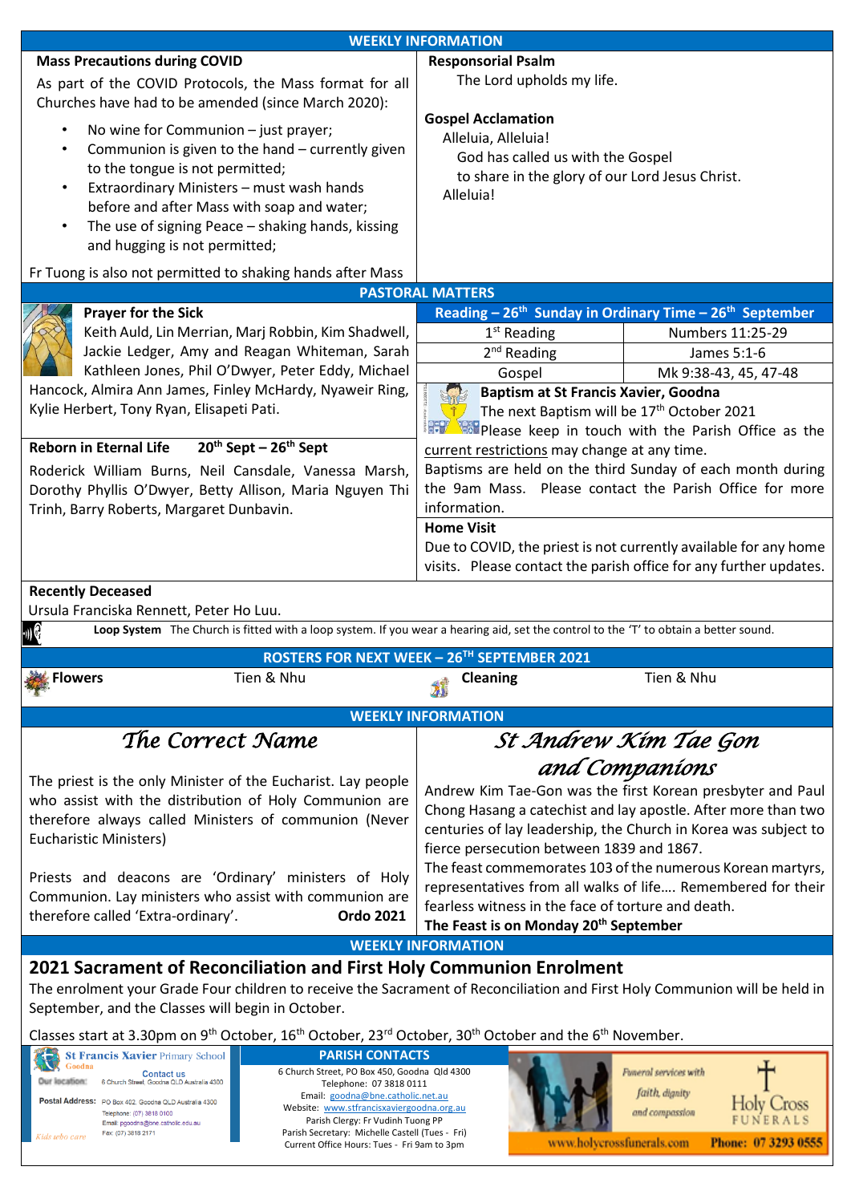## WEEKLY INFORMATION

### Mass Precautions during COVID

As part of the COVID Protocols, the Mass format for all Churches have had to be amended (since March 2020):

- No wine for Communion – just prayer;
- Communion is given to the hand – currently given to the tongue is not permitted;
- Extraordinary Ministers – must wash hands before and after Mass with soap and water;
- The use of signing Peace – shaking hands, kissing and hugging is not permitted;

Fr Tuong is also not permitted to shaking hands after Mass

### Responsorial Psalm

The Lord upholds my life.

### Gospel Acclamation

Alleluia, Alleluia!
God has called us with the Gospel
to share in the glory of our Lord Jesus Christ.
Alleluia!

## PASTORAL MATTERS

### Prayer for the Sick

Keith Auld, Lin Merrian, Marj Robbin, Kim Shadwell, Jackie Ledger, Amy and Reagan Whiteman, Sarah Kathleen Jones, Phil O'Dwyer, Peter Eddy, Michael Hancock, Almira Ann James, Finley McHardy, Nyaweir Ring, Kylie Herbert, Tony Ryan, Elisapeti Pati.

### Reborn in Eternal Life 20th Sept – 26th Sept

Roderick William Burns, Neil Cansdale, Vanessa Marsh, Dorothy Phyllis O'Dwyer, Betty Allison, Maria Nguyen Thi Trinh, Barry Roberts, Margaret Dunbavin.

### Reading – 26th Sunday in Ordinary Time – 26th September

| | |
|---|---|
| 1st Reading | Numbers 11:25-29 |
| 2nd Reading | James 5:1-6 |
| Gospel | Mk 9:38-43, 45, 47-48 |

### Baptism at St Francis Xavier, Goodna

The next Baptism will be 17th October 2021

Please keep in touch with the Parish Office as the current restrictions may change at any time.

Baptisms are held on the third Sunday of each month during the 9am Mass. Please contact the Parish Office for more information.

### Home Visit

Due to COVID, the priest is not currently available for any home visits. Please contact the parish office for any further updates.

### Recently Deceased

Ursula Franciska Rennett, Peter Ho Luu.

**Loop System** The Church is fitted with a loop system. If you wear a hearing aid, set the control to the 'T' to obtain a better sound.

## ROSTERS FOR NEXT WEEK – 26TH SEPTEMBER 2021

| | | | |
|---|---|---|---|
| **Flowers** | Tien & Nhu | **Cleaning** | Tien & Nhu |

## WEEKLY INFORMATION

### *The Correct Name*

The priest is the only Minister of the Eucharist. Lay people who assist with the distribution of Holy Communion are therefore always called Ministers of communion (Never Eucharistic Ministers)

Priests and deacons are 'Ordinary' ministers of Holy Communion. Lay ministers who assist with communion are therefore called 'Extra-ordinary'. **Ordo 2021**

### *St Andrew Kim Tae Gon and Companions*

Andrew Kim Tae-Gon was the first Korean presbyter and Paul Chong Hasang a catechist and lay apostle. After more than two centuries of lay leadership, the Church in Korea was subject to fierce persecution between 1839 and 1867.

The feast commemorates 103 of the numerous Korean martyrs, representatives from all walks of life…. Remembered for their fearless witness in the face of torture and death.

**The Feast is on Monday 20th September**

## WEEKLY INFORMATION

### 2021 Sacrament of Reconciliation and First Holy Communion Enrolment

The enrolment your Grade Four children to receive the Sacrament of Reconciliation and First Holy Communion will be held in September, and the Classes will begin in October.

Classes start at 3.30pm on 9th October, 16th October, 23rd October, 30th October and the 6th November.

**St Francis Xavier Primary School** Goodna

Our location: Contact us
6 Church Street, Goodna QLD Australia 4300

Postal Address: PO Box 402, Goodna QLD Australia 4300
Telephone: (07) 3818 0100
Email: pgoodna@bne.catholic.edu.au
Fax: (07) 3818 2171

Kids who care

### PARISH CONTACTS

6 Church Street, PO Box 450, Goodna Qld 4300
Telephone: 07 3818 0111
Email: goodna@bne.catholic.net.au
Website: www.stfrancisxaviergoodna.org.au
Parish Clergy: Fr Vudinh Tuong PP
Parish Secretary: Michelle Castell (Tues - Fri)
Current Office Hours: Tues - Fri 9am to 3pm

Funeral services with faith, dignity and compassion
Holy Cross FUNERALS
www.holycrossfunerals.com Phone: 07 3293 0555